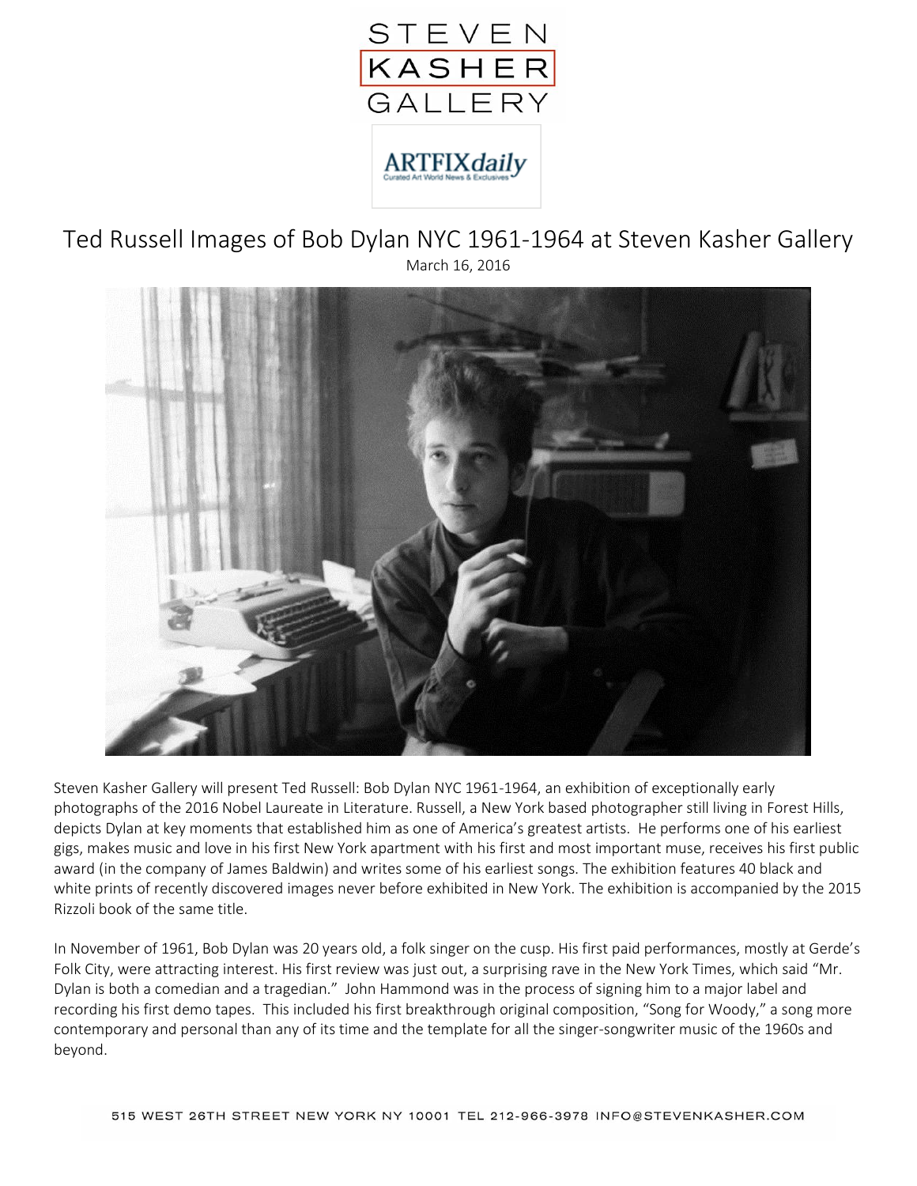STEVEN KASHER GALLERY

ARTFIXdaily

Curated Art World News & Exclusives

# Ted Russell Images of Bob Dylan NYC 1961-1964 at Steven Kasher Gallery

March 16, 2016

Steven Kasher Gallery will present Ted Russell: Bob Dylan NYC 1961-1964, an exhibition of exceptionally early photographs of the 2016 Nobel Laureate in Literature. Russell, a New York based photographer still living in Forest Hills, depicts Dylan at key moments that established him as one of America's greatest artists. He performs one of his earliest gigs, makes music and love in his first New York apartment with his first and most important muse, receives his first public award (in the company of James Baldwin) and writes some of his earliest songs. The exhibition features 40 black and white prints of recently discovered images never before exhibited in New York. The exhibition is accompanied by the 2015 Rizzoli book of the same title.

In November of 1961, Bob Dylan was 20 years old, a folk singer on the cusp. His first paid performances, mostly at Gerde's Folk City, were attracting interest. His first review was just out, a surprising rave in the New York Times, which said "Mr. Dylan is both a comedian and a tragedian." John Hammond was in the process of signing him to a major label and recording his first demo tapes. This included his first breakthrough original composition, "Song for Woody," a song more contemporary and personal than any of its time and the template for all the singer-songwriter music of the 1960s and beyond.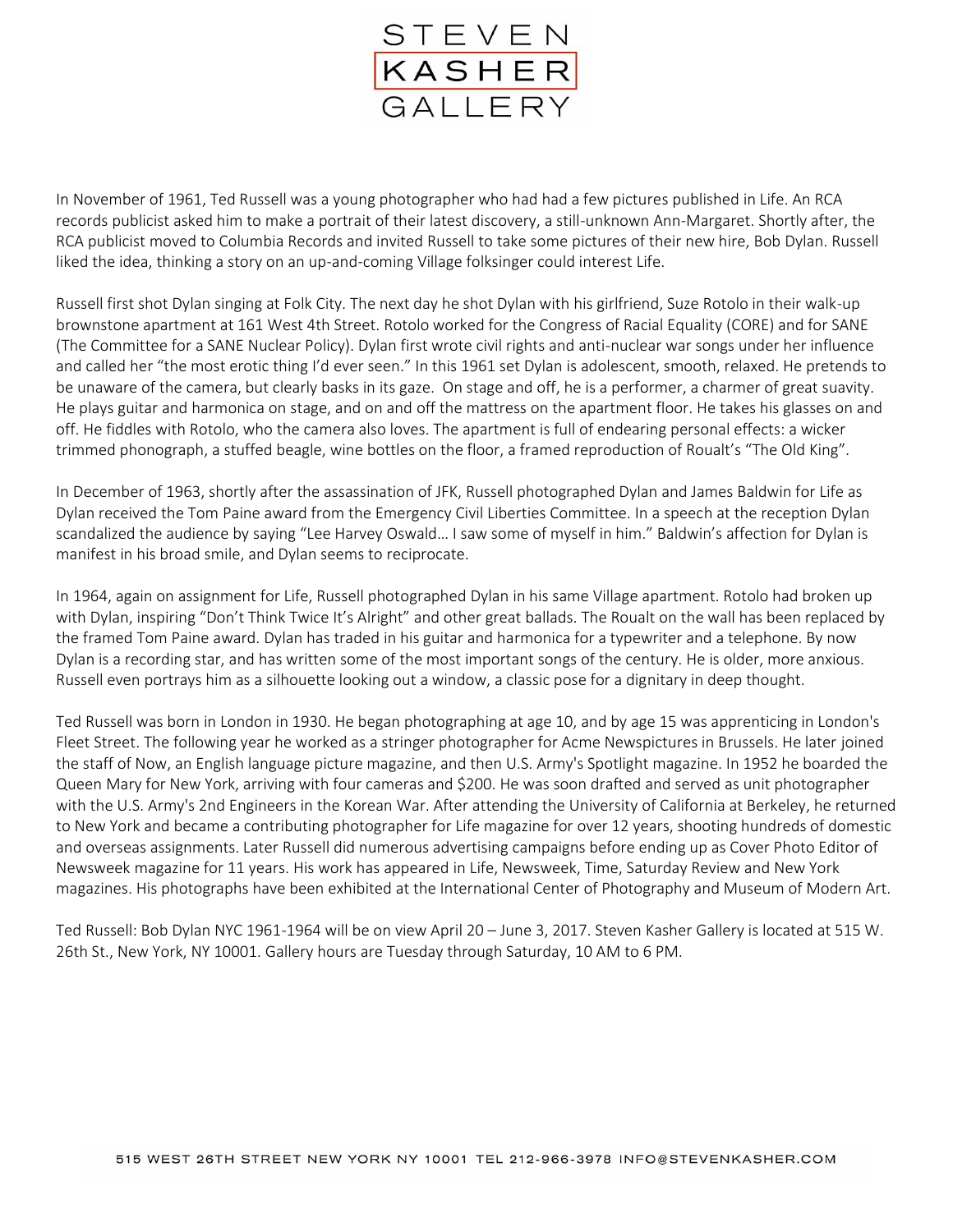In November of 1961, Ted Russell was a young photographer who had had a few pictures published in Life. An RCA records publicist asked him to make a portrait of their latest discovery, a still-unknown Ann-Margaret. Shortly after, the RCA publicist moved to Columbia Records and invited Russell to take some pictures of their new hire, Bob Dylan. Russell liked the idea, thinking a story on an up-and-coming Village folksinger could interest Life.

Russell first shot Dylan singing at Folk City. The next day he shot Dylan with his girlfriend, Suze Rotolo in their walk-up brownstone apartment at 161 West 4th Street. Rotolo worked for the Congress of Racial Equality (CORE) and for SANE (The Committee for a SANE Nuclear Policy). Dylan first wrote civil rights and anti-nuclear war songs under her influence and called her "the most erotic thing I'd ever seen." In this 1961 set Dylan is adolescent, smooth, relaxed. He pretends to be unaware of the camera, but clearly basks in its gaze. On stage and off, he is a performer, a charmer of great suavity. He plays guitar and harmonica on stage, and on and off the mattress on the apartment floor. He takes his glasses on and off. He fiddles with Rotolo, who the camera also loves. The apartment is full of endearing personal effects: a wicker trimmed phonograph, a stuffed beagle, wine bottles on the floor, a framed reproduction of Roualt's "The Old King".

In December of 1963, shortly after the assassination of JFK, Russell photographed Dylan and James Baldwin for Life as Dylan received the Tom Paine award from the Emergency Civil Liberties Committee. In a speech at the reception Dylan scandalized the audience by saying "Lee Harvey Oswald… I saw some of myself in him." Baldwin's affection for Dylan is manifest in his broad smile, and Dylan seems to reciprocate.

In 1964, again on assignment for Life, Russell photographed Dylan in his same Village apartment. Rotolo had broken up with Dylan, inspiring "Don't Think Twice It's Alright" and other great ballads. The Roualt on the wall has been replaced by the framed Tom Paine award. Dylan has traded in his guitar and harmonica for a typewriter and a telephone. By now Dylan is a recording star, and has written some of the most important songs of the century. He is older, more anxious. Russell even portrays him as a silhouette looking out a window, a classic pose for a dignitary in deep thought.

Ted Russell was born in London in 1930. He began photographing at age 10, and by age 15 was apprenticing in London's Fleet Street. The following year he worked as a stringer photographer for Acme Newspictures in Brussels. He later joined the staff of Now, an English language picture magazine, and then U.S. Army's Spotlight magazine. In 1952 he boarded the Queen Mary for New York, arriving with four cameras and $200. He was soon drafted and served as unit photographer with the U.S. Army's 2nd Engineers in the Korean War. After attending the University of California at Berkeley, he returned to New York and became a contributing photographer for Life magazine for over 12 years, shooting hundreds of domestic and overseas assignments. Later Russell did numerous advertising campaigns before ending up as Cover Photo Editor of Newsweek magazine for 11 years. His work has appeared in Life, Newsweek, Time, Saturday Review and New York magazines. His photographs have been exhibited at the International Center of Photography and Museum of Modern Art.

Ted Russell: Bob Dylan NYC 1961-1964 will be on view April 20 – June 3, 2017. Steven Kasher Gallery is located at 515 W. 26th St., New York, NY 10001. Gallery hours are Tuesday through Saturday, 10 AM to 6 PM.